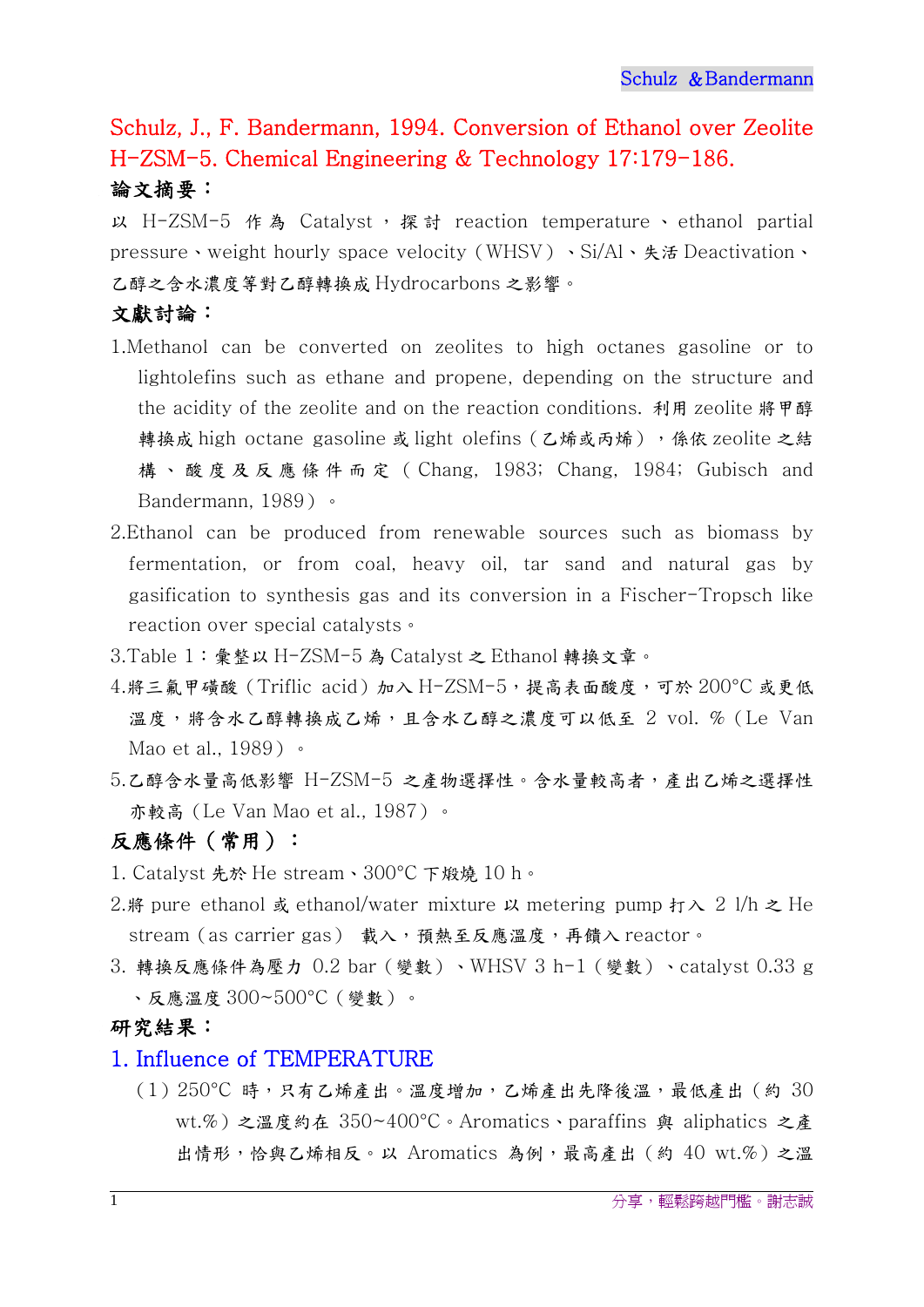Schulz, J., F. Bandermann, 1994. Conversion of Ethanol over Zeolite H-ZSM-5. Chemical Engineering & Technology 17:179-186.

**論文摘要：**

以 H-ZSM-5 作為 Catalyst，探討 reaction temperature、ethanol partial pressure、weight hourly space velocity（WHSV）、Si/Al、失活 Deactivation、乙醇之含水濃度等對乙醇轉換成 Hydrocarbons 之影響。

**文獻討論：**

1. Methanol can be converted on zeolites to high octanes gasoline or to lightolefins such as ethane and propene, depending on the structure and the acidity of the zeolite and on the reaction conditions. 利用 zeolite 將甲醇轉換成 high octane gasoline 或 light olefins（乙烯或丙烯），係依 zeolite 之結構、酸度及反應條件而定（Chang, 1983; Chang, 1984; Gubisch and Bandermann, 1989）。
2. Ethanol can be produced from renewable sources such as biomass by fermentation, or from coal, heavy oil, tar sand and natural gas by gasification to synthesis gas and its conversion in a Fischer-Tropsch like reaction over special catalysts。
3. Table 1：彙整以 H-ZSM-5 為 Catalyst 之 Ethanol 轉換文章。
4. 將三氟甲磺酸（Triflic acid）加入 H-ZSM-5，提高表面酸度，可於 200°C 或更低溫度，將含水乙醇轉換成乙烯，且含水乙醇之濃度可以低至 2 vol. %（Le Van Mao et al., 1989）。
5. 乙醇含水量高低影響 H-ZSM-5 之產物選擇性。含水量較高者，產出乙烯之選擇性亦較高（Le Van Mao et al., 1987）。

**反應條件（常用）：**

1. Catalyst 先於 He stream、300°C 下煅燒 10 h。
2. 將 pure ethanol 或 ethanol/water mixture 以 metering pump 打入 2 l/h 之 He stream（as carrier gas） 載入，預熱至反應溫度，再饋入 reactor。
3. 轉換反應條件為壓力 0.2 bar（變數）、WHSV 3 $h^{-1}$（變數）、catalyst 0.33 g、反應溫度 300~500°C（變數）。

**研究結果：**

## 1. Influence of TEMPERATURE

（1）250°C 時，只有乙烯產出。溫度增加，乙烯產出先降後溫，最低產出（約 30 wt.%）之溫度約在 350~400°C。Aromatics、paraffins 與 aliphatics 之產出情形，恰與乙烯相反。以 Aromatics 為例，最高產出（約 40 wt.%）之溫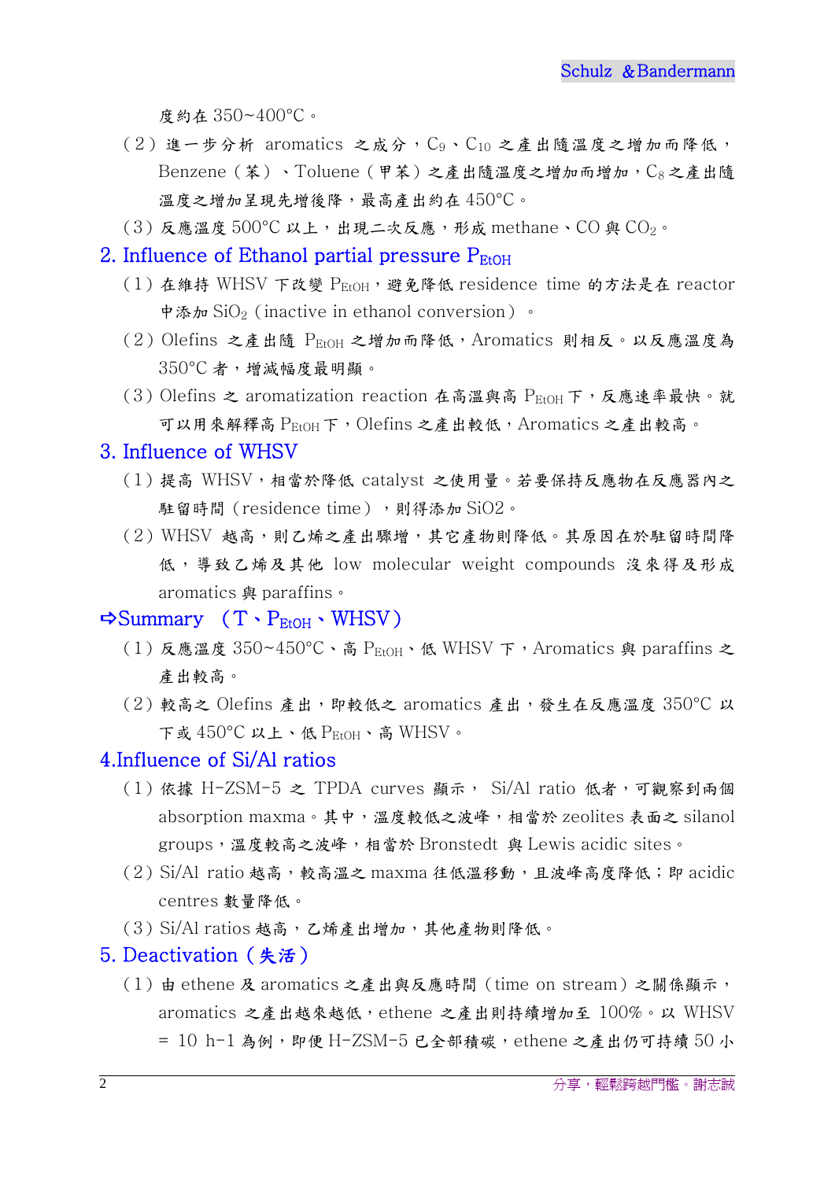度約在 350~400°C。

（2）進一步分析 aromatics 之成分，$C_9$、$C_{10}$ 之產出隨溫度之增加而降低，Benzene（苯）、Toluene（甲苯）之產出隨溫度之增加而增加，$C_8$ 之產出隨溫度之增加呈現先增後降，最高產出約在 450°C。

（3）反應溫度 500°C 以上，出現二次反應，形成 methane、CO 與 $CO_2$。

## 2. Influence of Ethanol partial pressure $P_{EtOH}$

（1）在維持 WHSV 下改變 $P_{EtOH}$，避免降低 residence time 的方法是在 reactor 中添加 $SiO_2$（inactive in ethanol conversion）。

（2）Olefins 之產出隨 $P_{EtOH}$ 之增加而降低，Aromatics 則相反。以反應溫度為 350°C 者，增減幅度最明顯。

（3）Olefins 之 aromatization reaction 在高溫與高 $P_{EtOH}$ 下，反應速率最快。就可以用來解釋高 $P_{EtOH}$ 下，Olefins 之產出較低，Aromatics 之產出較高。

## 3. Influence of WHSV

（1）提高 WHSV，相當於降低 catalyst 之使用量。若要保持反應物在反應器內之駐留時間（residence time），則得添加 SiO2。

（2）WHSV 越高，則乙烯之產出驟增，其它產物則降低。其原因在於駐留時間降低，導致乙烯及其他 low molecular weight compounds 沒來得及形成 aromatics 與 paraffins。

## ➪Summary （T、$P_{EtOH}$、WHSV）

（1）反應溫度 350~450°C、高 $P_{EtOH}$、低 WHSV 下，Aromatics 與 paraffins 之產出較高。

（2）較高之 Olefins 產出，即較低之 aromatics 產出，發生在反應溫度 350°C 以下或 450°C 以上、低 $P_{EtOH}$、高 WHSV。

## 4.Influence of Si/Al ratios

（1）依據 H-ZSM-5 之 TPDA curves 顯示， Si/Al ratio 低者，可觀察到兩個 absorption maxma。其中，溫度較低之波峰，相當於 zeolites 表面之 silanol groups，溫度較高之波峰，相當於 Bronstedt 與 Lewis acidic sites。

（2）Si/Al ratio 越高，較高溫之 maxma 往低溫移動，且波峰高度降低；即 acidic centres 數量降低。

（3）Si/Al ratios 越高，乙烯產出增加，其他產物則降低。

## 5. Deactivation（失活）

（1）由 ethene 及 aromatics 之產出與反應時間（time on stream）之關係顯示，aromatics 之產出越來越低，ethene 之產出則持續增加至 100%。以 WHSV = 10 h-1 為例，即便 H-ZSM-5 已全部積碳，ethene 之產出仍可持續 50 小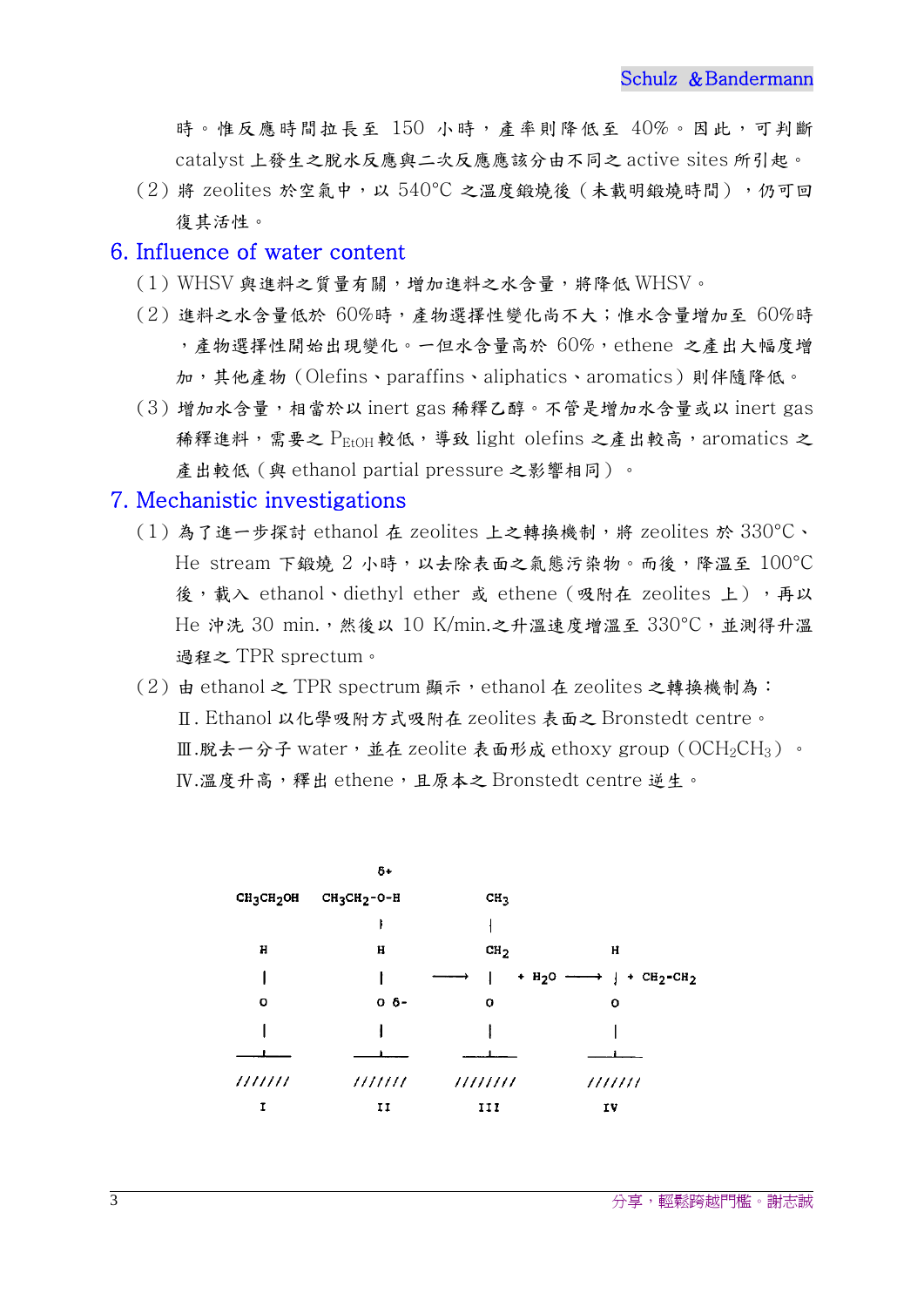時。惟反應時間拉長至 150 小時，產率則降低至 40%。因此，可判斷 catalyst 上發生之脫水反應與二次反應應該分由不同之 active sites 所引起。

（2）將 zeolites 於空氣中，以 540°C 之溫度鍛燒後（未載明鍛燒時間），仍可回復其活性。

## 6. Influence of water content

（1）WHSV 與進料之質量有關，增加進料之水含量，將降低 WHSV。

（2）進料之水含量低於 60%時，產物選擇性變化尚不大；惟水含量增加至 60%時，產物選擇性開始出現變化。一但水含量高於 60%，ethene 之產出大幅度增加，其他產物（Olefins、paraffins、aliphatics、aromatics）則伴隨降低。

（3）增加水含量，相當於以 inert gas 稀釋乙醇。不管是增加水含量或以 inert gas 稀釋進料，需要之 $P_{EtOH}$ 較低，導致 light olefins 之產出較高，aromatics 之產出較低（與 ethanol partial pressure 之影響相同）。

## 7. Mechanistic investigations

（1）為了進一步探討 ethanol 在 zeolites 上之轉換機制，將 zeolites 於 330°C、He stream 下鍛燒 2 小時，以去除表面之氣態污染物。而後，降溫至 100°C 後，載入 ethanol、diethyl ether 或 ethene（吸附在 zeolites 上），再以 He 沖洗 30 min.，然後以 10 K/min.之升溫速度增溫至 330°C，並測得升溫過程之 TPR sprectum。

（2）由 ethanol 之 TPR spectrum 顯示，ethanol 在 zeolites 之轉換機制為：

Ⅱ. Ethanol 以化學吸附方式吸附在 zeolites 表面之 Bronstedt centre。

Ⅲ.脫去一分子 water，並在 zeolite 表面形成 ethoxy group（$OCH_2CH_3$）。

Ⅳ.溫度升高，釋出 ethene，且原本之 Bronstedt centre 逆生。

$CH_3CH_2OH$ &nbsp;&nbsp; $CH_3CH_2\text{-}O\text{-}H$ ($\delta+$) &nbsp;&nbsp; $CH_3$ | $CH_2$ &nbsp;&nbsp; $+ H_2O$ &nbsp;&nbsp; $+ CH_2\text{=}CH_2$

H, O ($\delta-$)

I &nbsp;&nbsp; II &nbsp;&nbsp; III &nbsp;&nbsp; IV